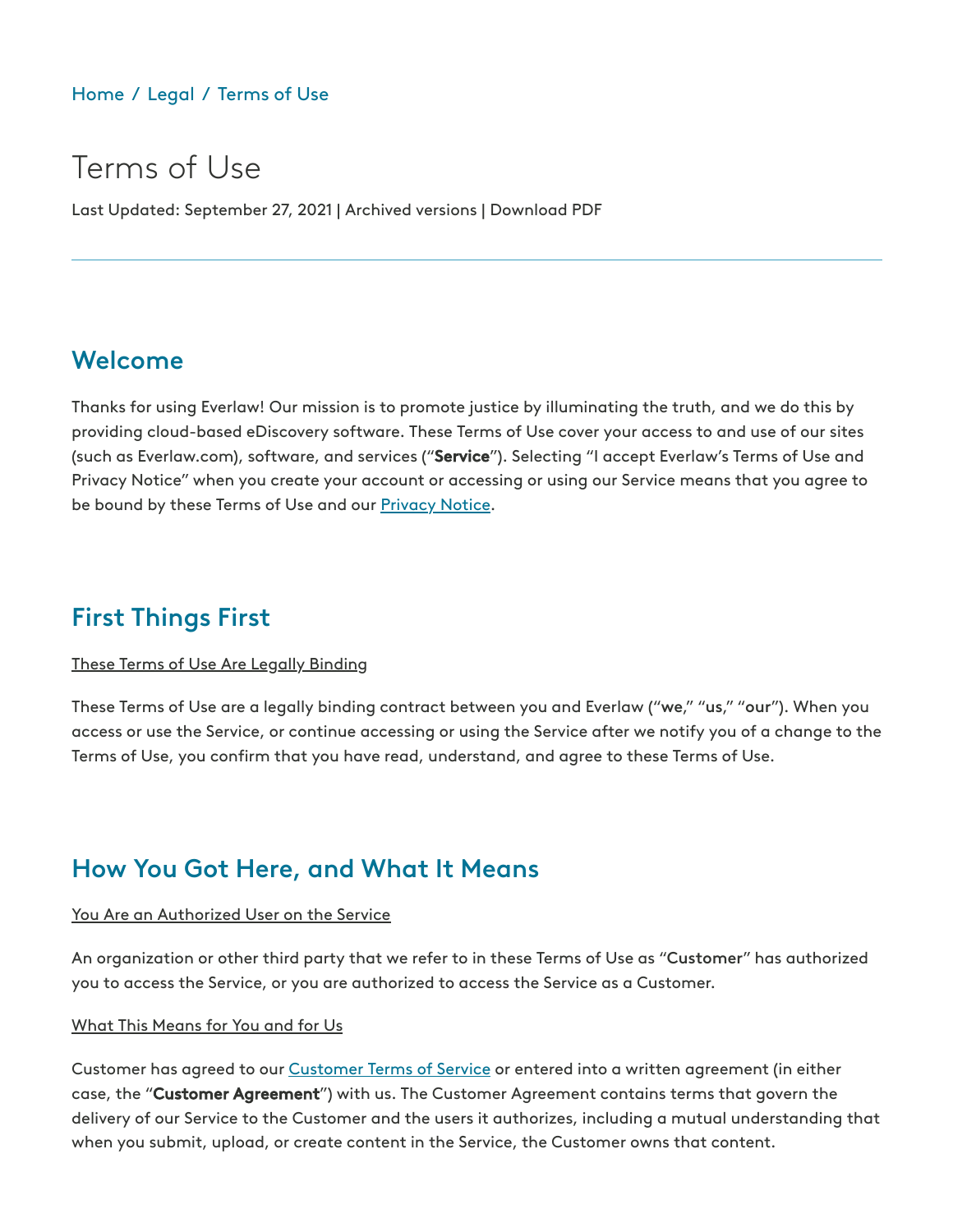Home / Legal / Terms of Use

# Terms of Use

Last Updated: September 27, 2021 | Archived versions | Download PDF

---

## Welcome

Thanks for using Everlaw! Our mission is to promote justice by illuminating the truth, and we do this by providing cloud-based eDiscovery software. These Terms of Use cover your access to and use of our sites (such as Everlaw.com), software, and services ("**Service**"). Selecting "I accept Everlaw's Terms of Use and Privacy Notice" when you create your account or accessing or using our Service means that you agree to be bound by these Terms of Use and our Privacy Notice.

## First Things First

These Terms of Use Are Legally Binding

These Terms of Use are a legally binding contract between you and Everlaw ("**we**," "**us**," "**our**"). When you access or use the Service, or continue accessing or using the Service after we notify you of a change to the Terms of Use, you confirm that you have read, understand, and agree to these Terms of Use.

## How You Got Here, and What It Means

You Are an Authorized User on the Service

An organization or other third party that we refer to in these Terms of Use as "**Customer**" has authorized you to access the Service, or you are authorized to access the Service as a Customer.

What This Means for You and for Us

Customer has agreed to our Customer Terms of Service or entered into a written agreement (in either case, the "**Customer Agreement**") with us. The Customer Agreement contains terms that govern the delivery of our Service to the Customer and the users it authorizes, including a mutual understanding that when you submit, upload, or create content in the Service, the Customer owns that content.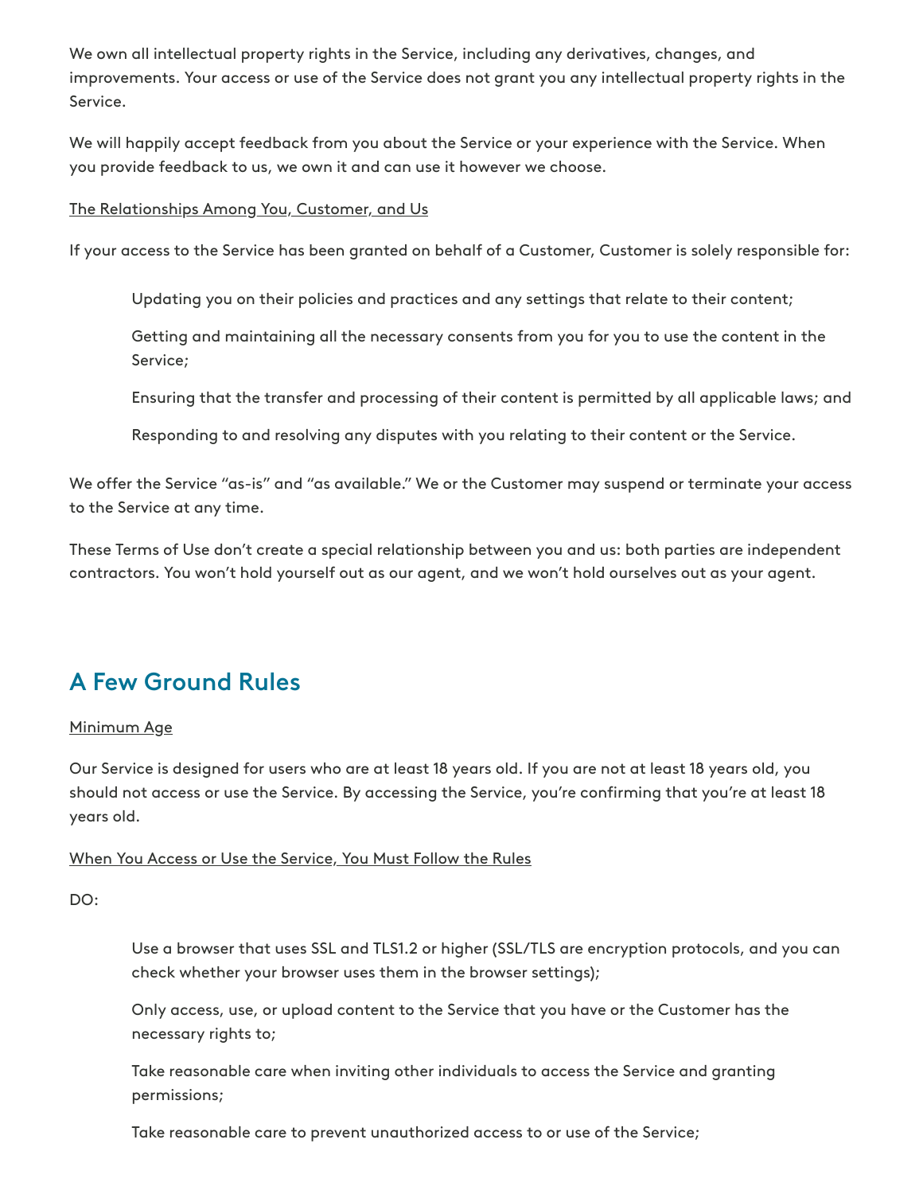We own all intellectual property rights in the Service, including any derivatives, changes, and improvements. Your access or use of the Service does not grant you any intellectual property rights in the Service.

We will happily accept feedback from you about the Service or your experience with the Service. When you provide feedback to us, we own it and can use it however we choose.

The Relationships Among You, Customer, and Us

If your access to the Service has been granted on behalf of a Customer, Customer is solely responsible for:

> Updating you on their policies and practices and any settings that relate to their content;
>
> Getting and maintaining all the necessary consents from you for you to use the content in the Service;
>
> Ensuring that the transfer and processing of their content is permitted by all applicable laws; and
>
> Responding to and resolving any disputes with you relating to their content or the Service.

We offer the Service "as-is" and "as available." We or the Customer may suspend or terminate your access to the Service at any time.

These Terms of Use don't create a special relationship between you and us: both parties are independent contractors. You won't hold yourself out as our agent, and we won't hold ourselves out as your agent.

## A Few Ground Rules

Minimum Age

Our Service is designed for users who are at least 18 years old. If you are not at least 18 years old, you should not access or use the Service. By accessing the Service, you're confirming that you're at least 18 years old.

When You Access or Use the Service, You Must Follow the Rules

DO:

> Use a browser that uses SSL and TLS1.2 or higher (SSL/TLS are encryption protocols, and you can check whether your browser uses them in the browser settings);
>
> Only access, use, or upload content to the Service that you have or the Customer has the necessary rights to;
>
> Take reasonable care when inviting other individuals to access the Service and granting permissions;
>
> Take reasonable care to prevent unauthorized access to or use of the Service;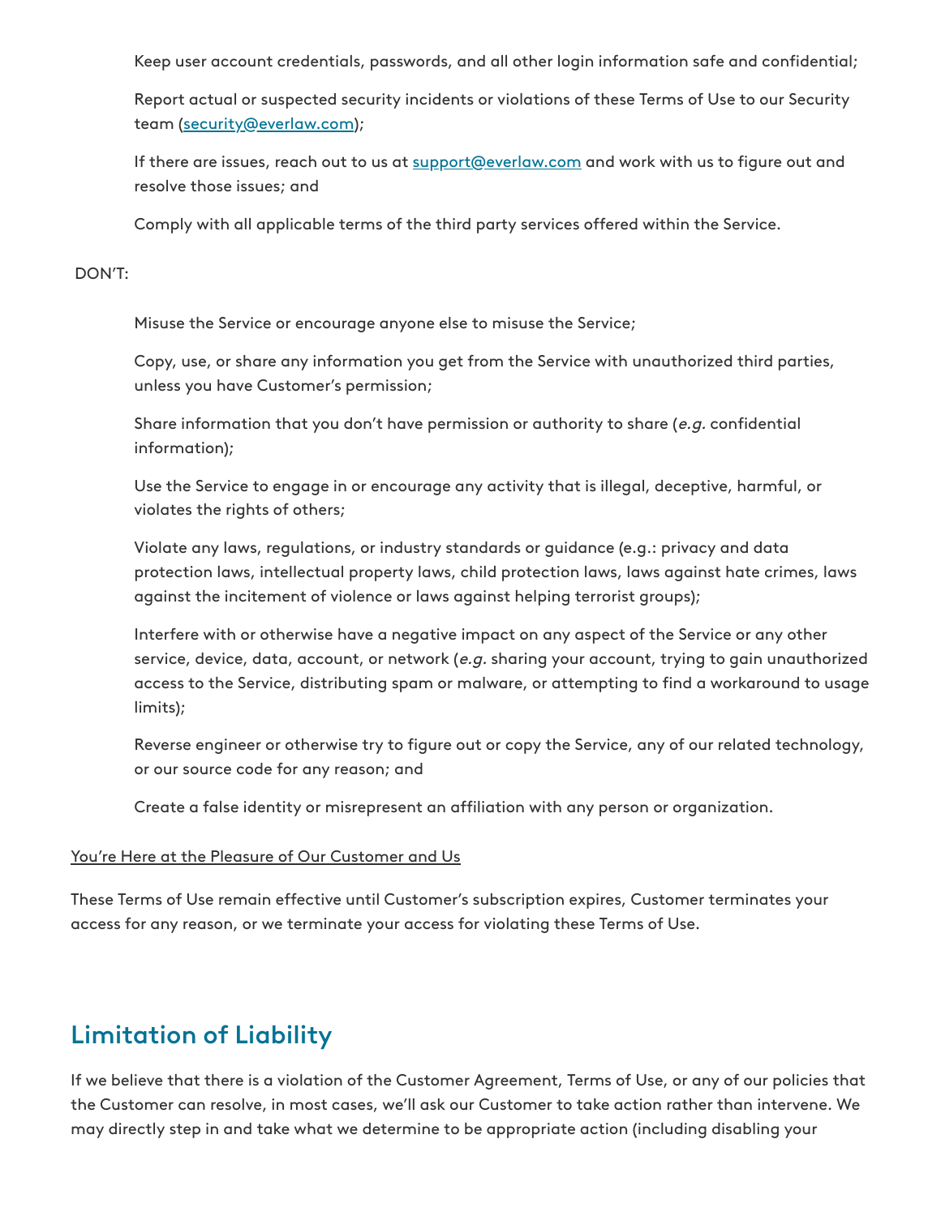Keep user account credentials, passwords, and all other login information safe and confidential;

Report actual or suspected security incidents or violations of these Terms of Use to our Security team ([security@everlaw.com](mailto:security@everlaw.com));

If there are issues, reach out to us at [support@everlaw.com](mailto:support@everlaw.com) and work with us to figure out and resolve those issues; and

Comply with all applicable terms of the third party services offered within the Service.

DON'T:

Misuse the Service or encourage anyone else to misuse the Service;

Copy, use, or share any information you get from the Service with unauthorized third parties, unless you have Customer's permission;

Share information that you don't have permission or authority to share (*e.g.* confidential information);

Use the Service to engage in or encourage any activity that is illegal, deceptive, harmful, or violates the rights of others;

Violate any laws, regulations, or industry standards or guidance (e.g.: privacy and data protection laws, intellectual property laws, child protection laws, laws against hate crimes, laws against the incitement of violence or laws against helping terrorist groups);

Interfere with or otherwise have a negative impact on any aspect of the Service or any other service, device, data, account, or network (*e.g.* sharing your account, trying to gain unauthorized access to the Service, distributing spam or malware, or attempting to find a workaround to usage limits);

Reverse engineer or otherwise try to figure out or copy the Service, any of our related technology, or our source code for any reason; and

Create a false identity or misrepresent an affiliation with any person or organization.

<u>You're Here at the Pleasure of Our Customer and Us</u>

These Terms of Use remain effective until Customer's subscription expires, Customer terminates your access for any reason, or we terminate your access for violating these Terms of Use.

## Limitation of Liability

If we believe that there is a violation of the Customer Agreement, Terms of Use, or any of our policies that the Customer can resolve, in most cases, we'll ask our Customer to take action rather than intervene. We may directly step in and take what we determine to be appropriate action (including disabling your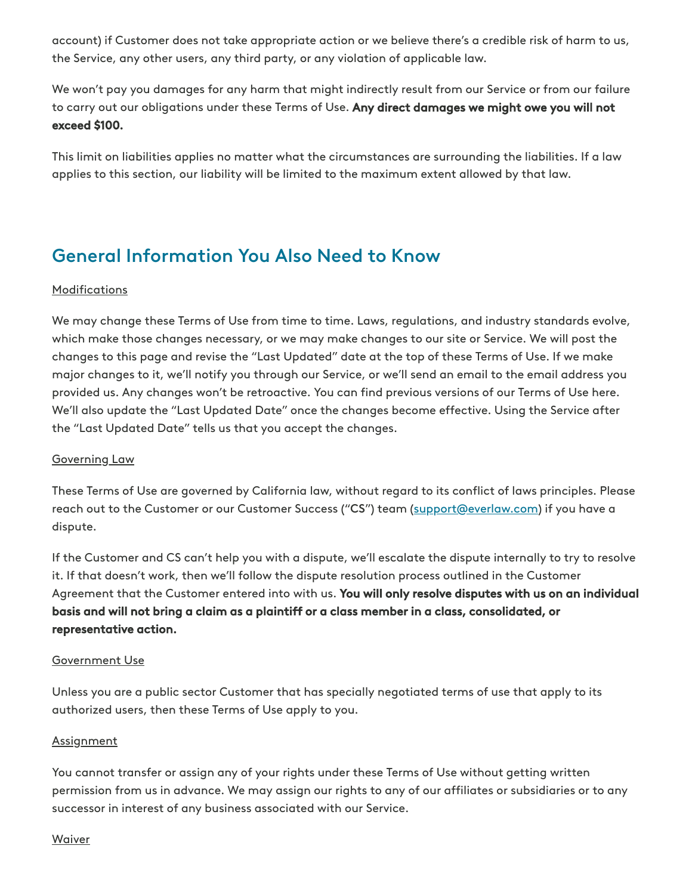account) if Customer does not take appropriate action or we believe there's a credible risk of harm to us, the Service, any other users, any third party, or any violation of applicable law.

We won't pay you damages for any harm that might indirectly result from our Service or from our failure to carry out our obligations under these Terms of Use. **Any direct damages we might owe you will not exceed $100.**

This limit on liabilities applies no matter what the circumstances are surrounding the liabilities. If a law applies to this section, our liability will be limited to the maximum extent allowed by that law.

## General Information You Also Need to Know

Modifications

We may change these Terms of Use from time to time. Laws, regulations, and industry standards evolve, which make those changes necessary, or we may make changes to our site or Service. We will post the changes to this page and revise the "Last Updated" date at the top of these Terms of Use. If we make major changes to it, we'll notify you through our Service, or we'll send an email to the email address you provided us. Any changes won't be retroactive. You can find previous versions of our Terms of Use here. We'll also update the "Last Updated Date" once the changes become effective. Using the Service after the "Last Updated Date" tells us that you accept the changes.

Governing Law

These Terms of Use are governed by California law, without regard to its conflict of laws principles. Please reach out to the Customer or our Customer Success ("CS") team (support@everlaw.com) if you have a dispute.

If the Customer and CS can't help you with a dispute, we'll escalate the dispute internally to try to resolve it. If that doesn't work, then we'll follow the dispute resolution process outlined in the Customer Agreement that the Customer entered into with us. **You will only resolve disputes with us on an individual basis and will not bring a claim as a plaintiff or a class member in a class, consolidated, or representative action.**

Government Use

Unless you are a public sector Customer that has specially negotiated terms of use that apply to its authorized users, then these Terms of Use apply to you.

Assignment

You cannot transfer or assign any of your rights under these Terms of Use without getting written permission from us in advance. We may assign our rights to any of our affiliates or subsidiaries or to any successor in interest of any business associated with our Service.

Waiver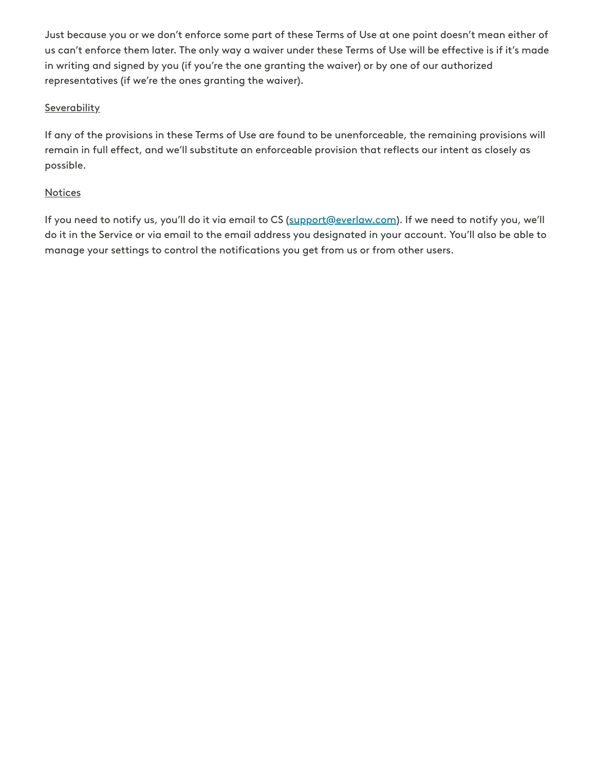Just because you or we don't enforce some part of these Terms of Use at one point doesn't mean either of us can't enforce them later. The only way a waiver under these Terms of Use will be effective is if it's made in writing and signed by you (if you're the one granting the waiver) or by one of our authorized representatives (if we're the ones granting the waiver).

Severability

If any of the provisions in these Terms of Use are found to be unenforceable, the remaining provisions will remain in full effect, and we'll substitute an enforceable provision that reflects our intent as closely as possible.

Notices

If you need to notify us, you'll do it via email to CS (support@everlaw.com). If we need to notify you, we'll do it in the Service or via email to the email address you designated in your account. You'll also be able to manage your settings to control the notifications you get from us or from other users.